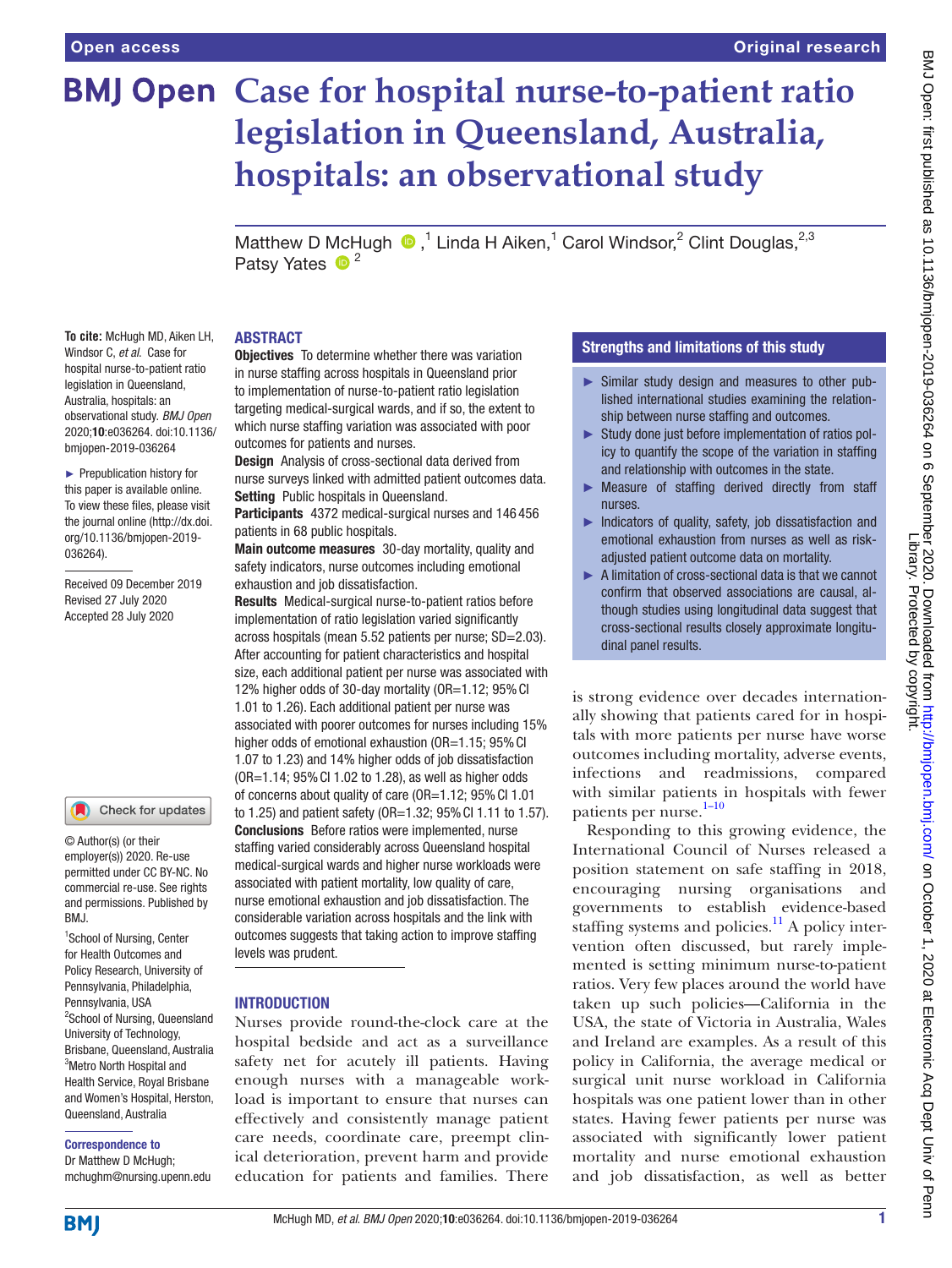# Case for hospital nurse-to-patient ratio legislation in Queensland, Australia, hospitals: an observational study

Matthew D McHugh ,[1] Linda H Aiken,[1] Carol Windsor,[2] Clint Douglas,[2,3] Patsy Yates [2]

**To cite:** McHugh MD, Aiken LH, Windsor C, *et al*. Case for hospital nurse-to-patient ratio legislation in Queensland, Australia, hospitals: an observational study. *BMJ Open* 2020;**10**:e036264. doi:10.1136/bmjopen-2019-036264

► Prepublication history for this paper is available online. To view these files, please visit the journal online (http://dx.doi.org/10.1136/bmjopen-2019-036264).

Received 09 December 2019
Revised 27 July 2020
Accepted 28 July 2020

© Author(s) (or their employer(s)) 2020. Re-use permitted under CC BY-NC. No commercial re-use. See rights and permissions. Published by BMJ.

[1]School of Nursing, Center for Health Outcomes and Policy Research, University of Pennsylvania, Philadelphia, Pennsylvania, USA
[2]School of Nursing, Queensland University of Technology, Brisbane, Queensland, Australia
[3]Metro North Hospital and Health Service, Royal Brisbane and Women's Hospital, Herston, Queensland, Australia

**Correspondence to**
Dr Matthew D McHugh;
mchughm@nursing.upenn.edu

## ABSTRACT

**Objectives** To determine whether there was variation in nurse staffing across hospitals in Queensland prior to implementation of nurse-to-patient ratio legislation targeting medical-surgical wards, and if so, the extent to which nurse staffing variation was associated with poor outcomes for patients and nurses.

**Design** Analysis of cross-sectional data derived from nurse surveys linked with admitted patient outcomes data.

**Setting** Public hospitals in Queensland.

**Participants** 4372 medical-surgical nurses and 146 456 patients in 68 public hospitals.

**Main outcome measures** 30-day mortality, quality and safety indicators, nurse outcomes including emotional exhaustion and job dissatisfaction.

**Results** Medical-surgical nurse-to-patient ratios before implementation of ratio legislation varied significantly across hospitals (mean 5.52 patients per nurse; SD=2.03). After accounting for patient characteristics and hospital size, each additional patient per nurse was associated with 12% higher odds of 30-day mortality (OR=1.12; 95% CI 1.01 to 1.26). Each additional patient per nurse was associated with poorer outcomes for nurses including 15% higher odds of emotional exhaustion (OR=1.15; 95% CI 1.07 to 1.23) and 14% higher odds of job dissatisfaction (OR=1.14; 95% CI 1.02 to 1.28), as well as higher odds of concerns about quality of care (OR=1.12; 95% CI 1.01 to 1.25) and patient safety (OR=1.32; 95% CI 1.11 to 1.57).

**Conclusions** Before ratios were implemented, nurse staffing varied considerably across Queensland hospital medical-surgical wards and higher nurse workloads were associated with patient mortality, low quality of care, nurse emotional exhaustion and job dissatisfaction. The considerable variation across hospitals and the link with outcomes suggests that taking action to improve staffing levels was prudent.

## Strengths and limitations of this study

- ► Similar study design and measures to other published international studies examining the relationship between nurse staffing and outcomes.
- ► Study done just before implementation of ratios policy to quantify the scope of the variation in staffing and relationship with outcomes in the state.
- ► Measure of staffing derived directly from staff nurses.
- ► Indicators of quality, safety, job dissatisfaction and emotional exhaustion from nurses as well as risk-adjusted patient outcome data on mortality.
- ► A limitation of cross-sectional data is that we cannot confirm that observed associations are causal, although studies using longitudinal data suggest that cross-sectional results closely approximate longitudinal panel results.

## INTRODUCTION

Nurses provide round-the-clock care at the hospital bedside and act as a surveillance safety net for acutely ill patients. Having enough nurses with a manageable workload is important to ensure that nurses can effectively and consistently manage patient care needs, coordinate care, preempt clinical deterioration, prevent harm and provide education for patients and families. There is strong evidence over decades internationally showing that patients cared for in hospitals with more patients per nurse have worse outcomes including mortality, adverse events, infections and readmissions, compared with similar patients in hospitals with fewer patients per nurse.[1–10]

Responding to this growing evidence, the International Council of Nurses released a position statement on safe staffing in 2018, encouraging nursing organisations and governments to establish evidence-based staffing systems and policies.[11] A policy intervention often discussed, but rarely implemented is setting minimum nurse-to-patient ratios. Very few places around the world have taken up such policies—California in the USA, the state of Victoria in Australia, Wales and Ireland are examples. As a result of this policy in California, the average medical or surgical unit nurse workload in California hospitals was one patient lower than in other states. Having fewer patients per nurse was associated with significantly lower patient mortality and nurse emotional exhaustion and job dissatisfaction, as well as better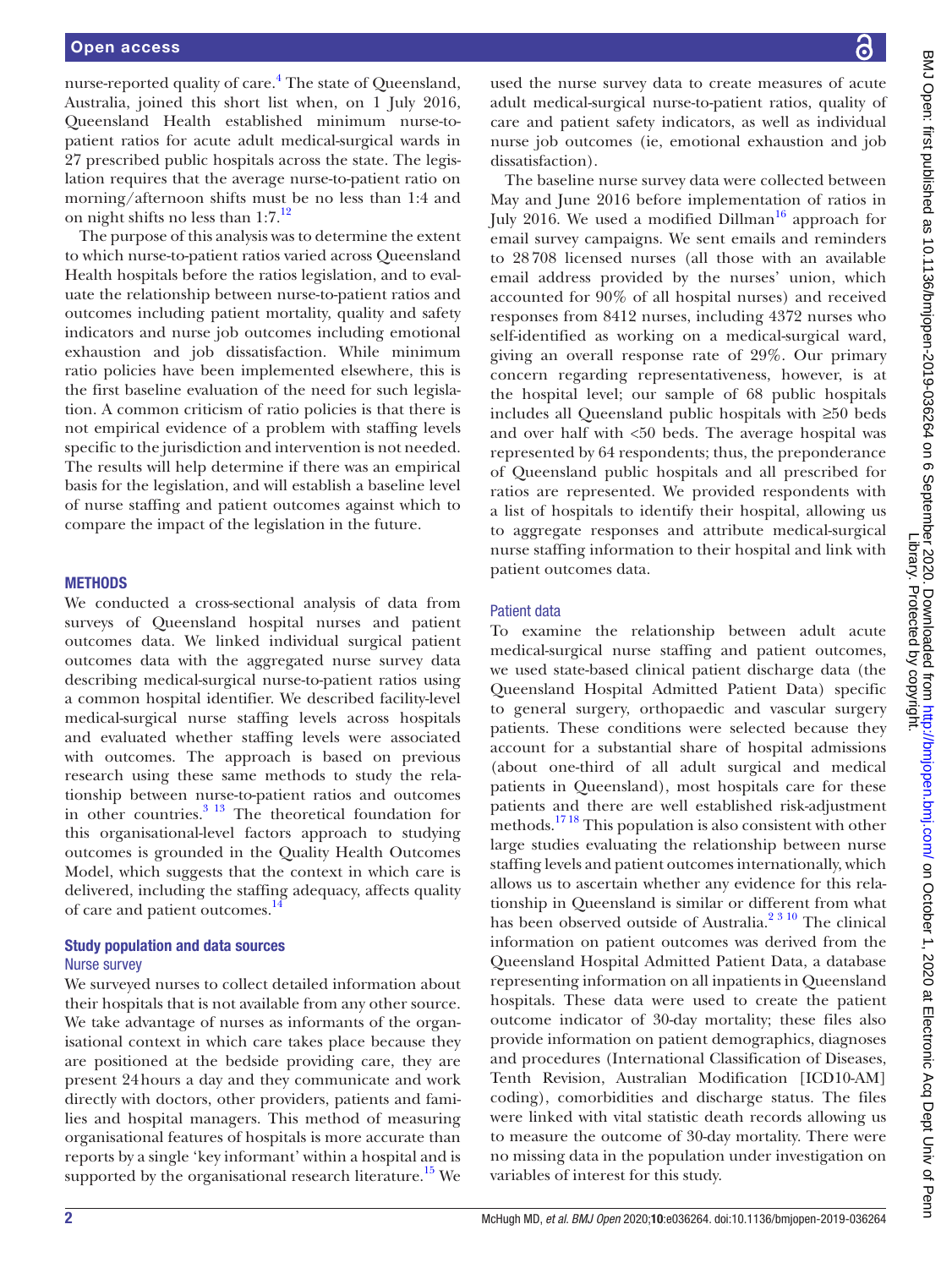nurse-reported quality of care.[4] The state of Queensland, Australia, joined this short list when, on 1 July 2016, Queensland Health established minimum nurse-to-patient ratios for acute adult medical-surgical wards in 27 prescribed public hospitals across the state. The legislation requires that the average nurse-to-patient ratio on morning/afternoon shifts must be no less than 1:4 and on night shifts no less than 1:7.[12]

The purpose of this analysis was to determine the extent to which nurse-to-patient ratios varied across Queensland Health hospitals before the ratios legislation, and to evaluate the relationship between nurse-to-patient ratios and outcomes including patient mortality, quality and safety indicators and nurse job outcomes including emotional exhaustion and job dissatisfaction. While minimum ratio policies have been implemented elsewhere, this is the first baseline evaluation of the need for such legislation. A common criticism of ratio policies is that there is not empirical evidence of a problem with staffing levels specific to the jurisdiction and intervention is not needed. The results will help determine if there was an empirical basis for the legislation, and will establish a baseline level of nurse staffing and patient outcomes against which to compare the impact of the legislation in the future.

## METHODS

We conducted a cross-sectional analysis of data from surveys of Queensland hospital nurses and patient outcomes data. We linked individual surgical patient outcomes data with the aggregated nurse survey data describing medical-surgical nurse-to-patient ratios using a common hospital identifier. We described facility-level medical-surgical nurse staffing levels across hospitals and evaluated whether staffing levels were associated with outcomes. The approach is based on previous research using these same methods to study the relationship between nurse-to-patient ratios and outcomes in other countries.[3,13] The theoretical foundation for this organisational-level factors approach to studying outcomes is grounded in the Quality Health Outcomes Model, which suggests that the context in which care is delivered, including the staffing adequacy, affects quality of care and patient outcomes.[14]

### Study population and data sources

#### Nurse survey

We surveyed nurses to collect detailed information about their hospitals that is not available from any other source. We take advantage of nurses as informants of the organisational context in which care takes place because they are positioned at the bedside providing care, they are present 24 hours a day and they communicate and work directly with doctors, other providers, patients and families and hospital managers. This method of measuring organisational features of hospitals is more accurate than reports by a single 'key informant' within a hospital and is supported by the organisational research literature.[15] We used the nurse survey data to create measures of acute adult medical-surgical nurse-to-patient ratios, quality of care and patient safety indicators, as well as individual nurse job outcomes (ie, emotional exhaustion and job dissatisfaction).

The baseline nurse survey data were collected between May and June 2016 before implementation of ratios in July 2016. We used a modified Dillman[16] approach for email survey campaigns. We sent emails and reminders to 28 708 licensed nurses (all those with an available email address provided by the nurses' union, which accounted for 90% of all hospital nurses) and received responses from 8412 nurses, including 4372 nurses who self-identified as working on a medical-surgical ward, giving an overall response rate of 29%. Our primary concern regarding representativeness, however, is at the hospital level; our sample of 68 public hospitals includes all Queensland public hospitals with ≥50 beds and over half with <50 beds. The average hospital was represented by 64 respondents; thus, the preponderance of Queensland public hospitals and all prescribed for ratios are represented. We provided respondents with a list of hospitals to identify their hospital, allowing us to aggregate responses and attribute medical-surgical nurse staffing information to their hospital and link with patient outcomes data.

#### Patient data

To examine the relationship between adult acute medical-surgical nurse staffing and patient outcomes, we used state-based clinical patient discharge data (the Queensland Hospital Admitted Patient Data) specific to general surgery, orthopaedic and vascular surgery patients. These conditions were selected because they account for a substantial share of hospital admissions (about one-third of all adult surgical and medical patients in Queensland), most hospitals care for these patients and there are well established risk-adjustment methods.[17,18] This population is also consistent with other large studies evaluating the relationship between nurse staffing levels and patient outcomes internationally, which allows us to ascertain whether any evidence for this relationship in Queensland is similar or different from what has been observed outside of Australia.[2,3,10] The clinical information on patient outcomes was derived from the Queensland Hospital Admitted Patient Data, a database representing information on all inpatients in Queensland hospitals. These data were used to create the patient outcome indicator of 30-day mortality; these files also provide information on patient demographics, diagnoses and procedures (International Classification of Diseases, Tenth Revision, Australian Modification [ICD10-AM] coding), comorbidities and discharge status. The files were linked with vital statistic death records allowing us to measure the outcome of 30-day mortality. There were no missing data in the population under investigation on variables of interest for this study.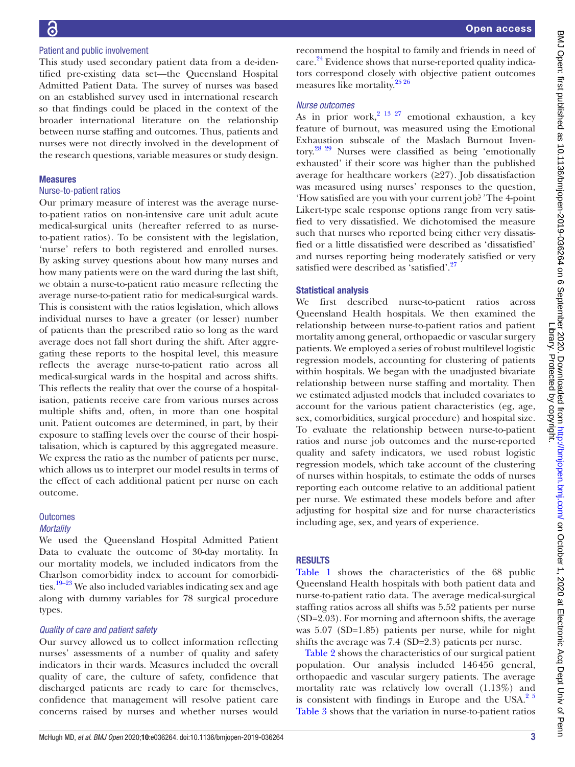### Patient and public involvement

This study used secondary patient data from a de-identified pre-existing data set—the Queensland Hospital Admitted Patient Data. The survey of nurses was based on an established survey used in international research so that findings could be placed in the context of the broader international literature on the relationship between nurse staffing and outcomes. Thus, patients and nurses were not directly involved in the development of the research questions, variable measures or study design.

## Measures

### Nurse-to-patient ratios

Our primary measure of interest was the average nurse-to-patient ratios on non-intensive care unit adult acute medical-surgical units (hereafter referred to as nurse-to-patient ratios). To be consistent with the legislation, 'nurse' refers to both registered and enrolled nurses. By asking survey questions about how many nurses and how many patients were on the ward during the last shift, we obtain a nurse-to-patient ratio measure reflecting the average nurse-to-patient ratio for medical-surgical wards. This is consistent with the ratios legislation, which allows individual nurses to have a greater (or lesser) number of patients than the prescribed ratio so long as the ward average does not fall short during the shift. After aggregating these reports to the hospital level, this measure reflects the average nurse-to-patient ratio across all medical-surgical wards in the hospital and across shifts. This reflects the reality that over the course of a hospitalisation, patients receive care from various nurses across multiple shifts and, often, in more than one hospital unit. Patient outcomes are determined, in part, by their exposure to staffing levels over the course of their hospitalisation, which is captured by this aggregated measure. We express the ratio as the number of patients per nurse, which allows us to interpret our model results in terms of the effect of each additional patient per nurse on each outcome.

### Outcomes

#### *Mortality*

We used the Queensland Hospital Admitted Patient Data to evaluate the outcome of 30-day mortality. In our mortality models, we included indicators from the Charlson comorbidity index to account for comorbidities.[19–23] We also included variables indicating sex and age along with dummy variables for 78 surgical procedure types.

#### *Quality of care and patient safety*

Our survey allowed us to collect information reflecting nurses' assessments of a number of quality and safety indicators in their wards. Measures included the overall quality of care, the culture of safety, confidence that discharged patients are ready to care for themselves, confidence that management will resolve patient care concerns raised by nurses and whether nurses would recommend the hospital to family and friends in need of care.[24] Evidence shows that nurse-reported quality indicators correspond closely with objective patient outcomes measures like mortality.[25 26]

#### *Nurse outcomes*

As in prior work,[2 13 27] emotional exhaustion, a key feature of burnout, was measured using the Emotional Exhaustion subscale of the Maslach Burnout Inventory.[28 29] Nurses were classified as being 'emotionally exhausted' if their score was higher than the published average for healthcare workers (≥27). Job dissatisfaction was measured using nurses' responses to the question, 'How satisfied are you with your current job? 'The 4-point Likert-type scale response options range from very satisfied to very dissatisfied. We dichotomised the measure such that nurses who reported being either very dissatisfied or a little dissatisfied were described as 'dissatisfied' and nurses reporting being moderately satisfied or very satisfied were described as 'satisfied'.[27]

## Statistical analysis

We first described nurse-to-patient ratios across Queensland Health hospitals. We then examined the relationship between nurse-to-patient ratios and patient mortality among general, orthopaedic or vascular surgery patients. We employed a series of robust multilevel logistic regression models, accounting for clustering of patients within hospitals. We began with the unadjusted bivariate relationship between nurse staffing and mortality. Then we estimated adjusted models that included covariates to account for the various patient characteristics (eg, age, sex, comorbidities, surgical procedure) and hospital size. To evaluate the relationship between nurse-to-patient ratios and nurse job outcomes and the nurse-reported quality and safety indicators, we used robust logistic regression models, which take account of the clustering of nurses within hospitals, to estimate the odds of nurses reporting each outcome relative to an additional patient per nurse. We estimated these models before and after adjusting for hospital size and for nurse characteristics including age, sex, and years of experience.

## RESULTS

Table 1 shows the characteristics of the 68 public Queensland Health hospitals with both patient data and nurse-to-patient ratio data. The average medical-surgical staffing ratios across all shifts was 5.52 patients per nurse (SD=2.03). For morning and afternoon shifts, the average was 5.07 (SD=1.85) patients per nurse, while for night shifts the average was 7.4 (SD=2.3) patients per nurse.

Table 2 shows the characteristics of our surgical patient population. Our analysis included 146 456 general, orthopaedic and vascular surgery patients. The average mortality rate was relatively low overall (1.13%) and is consistent with findings in Europe and the USA.[2 5] Table 3 shows that the variation in nurse-to-patient ratios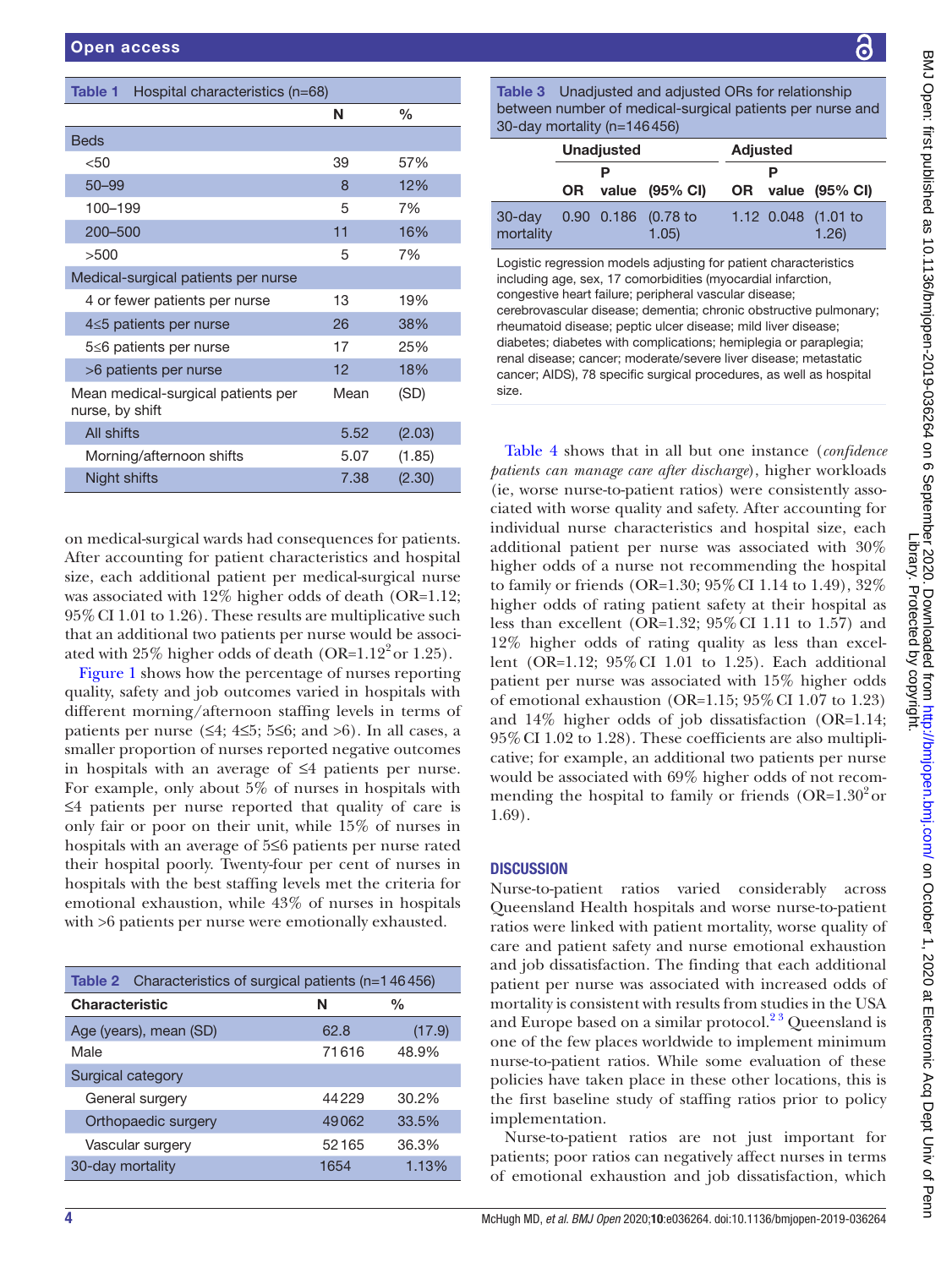**Table 1** Hospital characteristics (n=68)

| | N | % |
|---|---|---|
| Beds | | |
| <50 | 39 | 57% |
| 50–99 | 8 | 12% |
| 100–199 | 5 | 7% |
| 200–500 | 11 | 16% |
| >500 | 5 | 7% |
| Medical-surgical patients per nurse | | |
| 4 or fewer patients per nurse | 13 | 19% |
| 4≤5 patients per nurse | 26 | 38% |
| 5≤6 patients per nurse | 17 | 25% |
| >6 patients per nurse | 12 | 18% |
| Mean medical-surgical patients per nurse, by shift | Mean | (SD) |
| All shifts | 5.52 | (2.03) |
| Morning/afternoon shifts | 5.07 | (1.85) |
| Night shifts | 7.38 | (2.30) |

on medical-surgical wards had consequences for patients. After accounting for patient characteristics and hospital size, each additional patient per medical-surgical nurse was associated with 12% higher odds of death (OR=1.12; 95% CI 1.01 to 1.26). These results are multiplicative such that an additional two patients per nurse would be associated with 25% higher odds of death (OR=$1.12^2$ or 1.25).

Figure 1 shows how the percentage of nurses reporting quality, safety and job outcomes varied in hospitals with different morning/afternoon staffing levels in terms of patients per nurse (≤4; 4≤5; 5≤6; and >6). In all cases, a smaller proportion of nurses reported negative outcomes in hospitals with an average of ≤4 patients per nurse. For example, only about 5% of nurses in hospitals with ≤4 patients per nurse reported that quality of care is only fair or poor on their unit, while 15% of nurses in hospitals with an average of 5≤6 patients per nurse rated their hospital poorly. Twenty-four per cent of nurses in hospitals with the best staffing levels met the criteria for emotional exhaustion, while 43% of nurses in hospitals with >6 patients per nurse were emotionally exhausted.

**Table 2** Characteristics of surgical patients (n=146456)

| Characteristic | N | % |
|---|---|---|
| Age (years), mean (SD) | 62.8 | (17.9) |
| Male | 71616 | 48.9% |
| Surgical category | | |
| General surgery | 44229 | 30.2% |
| Orthopaedic surgery | 49062 | 33.5% |
| Vascular surgery | 52165 | 36.3% |
| 30-day mortality | 1654 | 1.13% |

**Table 3** Unadjusted and adjusted ORs for relationship between number of medical-surgical patients per nurse and 30-day mortality (n=146456)

| | Unadjusted | | | Adjusted | | |
|---|---|---|---|---|---|---|
| | OR | P value | (95% CI) | OR | P value | (95% CI) |
| 30-day mortality | 0.90 | 0.186 | (0.78 to 1.05) | 1.12 | 0.048 | (1.01 to 1.26) |

Logistic regression models adjusting for patient characteristics including age, sex, 17 comorbidities (myocardial infarction, congestive heart failure; peripheral vascular disease; cerebrovascular disease; dementia; chronic obstructive pulmonary; rheumatoid disease; peptic ulcer disease; mild liver disease; diabetes; diabetes with complications; hemiplegia or paraplegia; renal disease; cancer; moderate/severe liver disease; metastatic cancer; AIDS), 78 specific surgical procedures, as well as hospital size.

Table 4 shows that in all but one instance (*confidence patients can manage care after discharge*), higher workloads (ie, worse nurse-to-patient ratios) were consistently associated with worse quality and safety. After accounting for individual nurse characteristics and hospital size, each additional patient per nurse was associated with 30% higher odds of a nurse not recommending the hospital to family or friends (OR=1.30; 95% CI 1.14 to 1.49), 32% higher odds of rating patient safety at their hospital as less than excellent (OR=1.32; 95% CI 1.11 to 1.57) and 12% higher odds of rating quality as less than excellent (OR=1.12; 95% CI 1.01 to 1.25). Each additional patient per nurse was associated with 15% higher odds of emotional exhaustion (OR=1.15; 95% CI 1.07 to 1.23) and 14% higher odds of job dissatisfaction (OR=1.14; 95% CI 1.02 to 1.28). These coefficients are also multiplicative; for example, an additional two patients per nurse would be associated with 69% higher odds of not recommending the hospital to family or friends (OR=$1.30^2$ or 1.69).

## DISCUSSION

Nurse-to-patient ratios varied considerably across Queensland Health hospitals and worse nurse-to-patient ratios were linked with patient mortality, worse quality of care and patient safety and nurse emotional exhaustion and job dissatisfaction. The finding that each additional patient per nurse was associated with increased odds of mortality is consistent with results from studies in the USA and Europe based on a similar protocol.[2,3] Queensland is one of the few places worldwide to implement minimum nurse-to-patient ratios. While some evaluation of these policies have taken place in these other locations, this is the first baseline study of staffing ratios prior to policy implementation.

Nurse-to-patient ratios are not just important for patients; poor ratios can negatively affect nurses in terms of emotional exhaustion and job dissatisfaction, which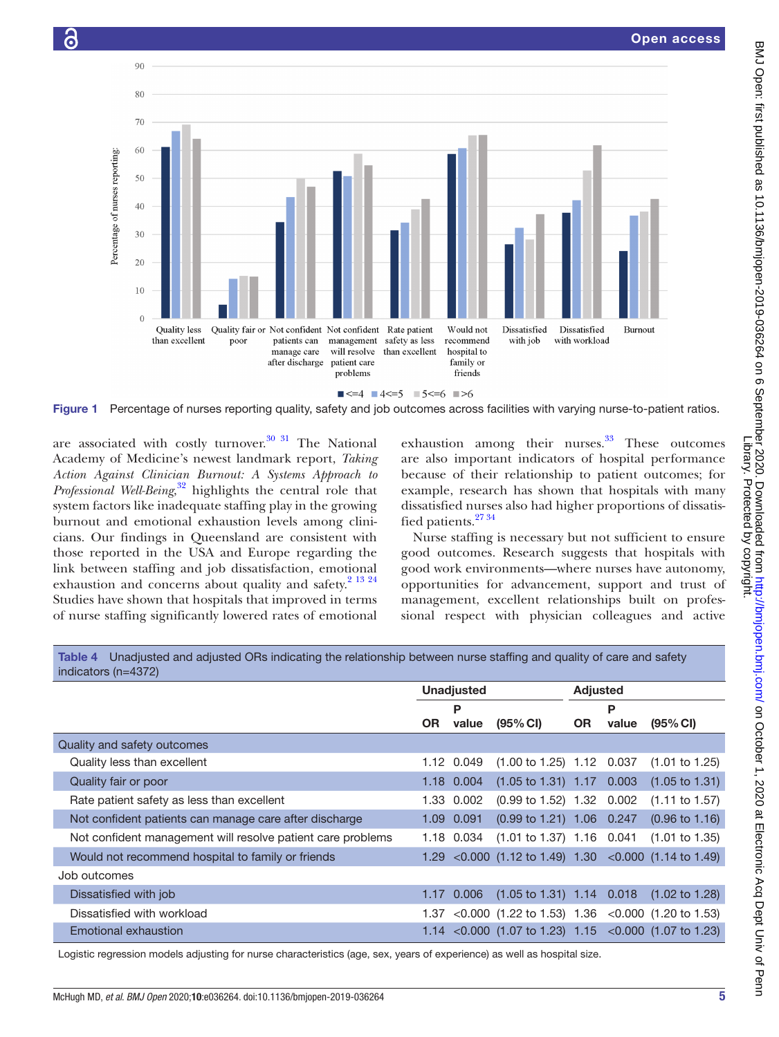Figure 1 Percentage of nurses reporting quality, safety and job outcomes across facilities with varying nurse-to-patient ratios.

are associated with costly turnover.[30 31] The National Academy of Medicine's newest landmark report, *Taking Action Against Clinician Burnout: A Systems Approach to Professional Well-Being*,[32] highlights the central role that system factors like inadequate staffing play in the growing burnout and emotional exhaustion levels among clinicians. Our findings in Queensland are consistent with those reported in the USA and Europe regarding the link between staffing and job dissatisfaction, emotional exhaustion and concerns about quality and safety.[2 13 24] Studies have shown that hospitals that improved in terms of nurse staffing significantly lowered rates of emotional exhaustion among their nurses.[33] These outcomes are also important indicators of hospital performance because of their relationship to patient outcomes; for example, research has shown that hospitals with many dissatisfied nurses also had higher proportions of dissatisfied patients.[27 34]

Nurse staffing is necessary but not sufficient to ensure good outcomes. Research suggests that hospitals with good work environments—where nurses have autonomy, opportunities for advancement, support and trust of management, excellent relationships built on professional respect with physician colleagues and active

**Table 4** Unadjusted and adjusted ORs indicating the relationship between nurse staffing and quality of care and safety indicators (n=4372)

| | Unadjusted | | | Adjusted | | |
|---|---|---|---|---|---|---|
| | OR | P value | (95% CI) | OR | P value | (95% CI) |
| **Quality and safety outcomes** | | | | | | |
| Quality less than excellent | 1.12 | 0.049 | (1.00 to 1.25) | 1.12 | 0.037 | (1.01 to 1.25) |
| Quality fair or poor | 1.18 | 0.004 | (1.05 to 1.31) | 1.17 | 0.003 | (1.05 to 1.31) |
| Rate patient safety as less than excellent | 1.33 | 0.002 | (0.99 to 1.52) | 1.32 | 0.002 | (1.11 to 1.57) |
| Not confident patients can manage care after discharge | 1.09 | 0.091 | (0.99 to 1.21) | 1.06 | 0.247 | (0.96 to 1.16) |
| Not confident management will resolve patient care problems | 1.18 | 0.034 | (1.01 to 1.37) | 1.16 | 0.041 | (1.01 to 1.35) |
| Would not recommend hospital to family or friends | 1.29 | <0.000 | (1.12 to 1.49) | 1.30 | <0.000 | (1.14 to 1.49) |
| **Job outcomes** | | | | | | |
| Dissatisfied with job | 1.17 | 0.006 | (1.05 to 1.31) | 1.14 | 0.018 | (1.02 to 1.28) |
| Dissatisfied with workload | 1.37 | <0.000 | (1.22 to 1.53) | 1.36 | <0.000 | (1.20 to 1.53) |
| Emotional exhaustion | 1.14 | <0.000 | (1.07 to 1.23) | 1.15 | <0.000 | (1.07 to 1.23) |

Logistic regression models adjusting for nurse characteristics (age, sex, years of experience) as well as hospital size.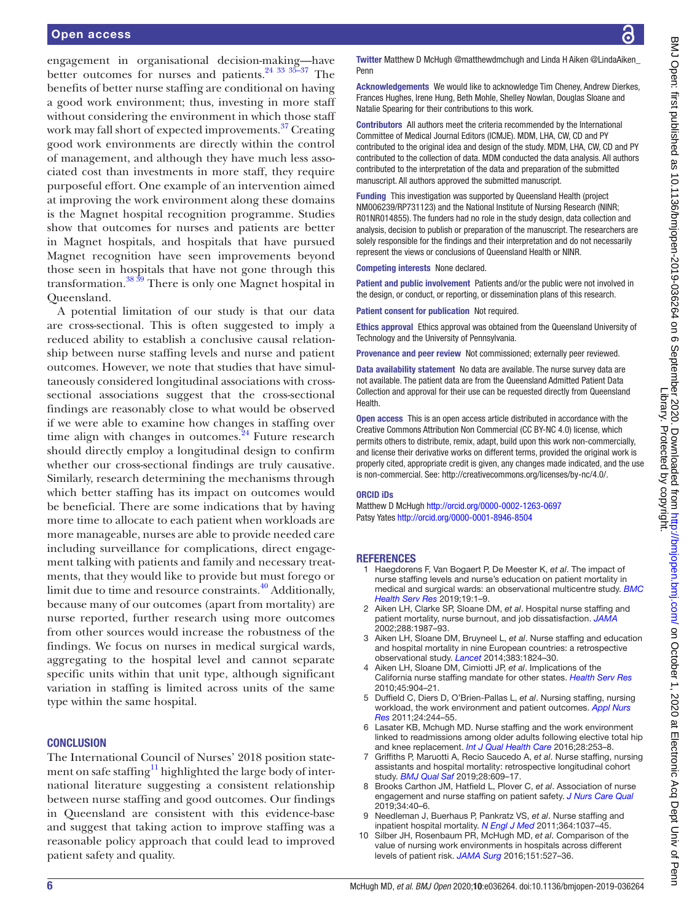engagement in organisational decision-making—have better outcomes for nurses and patients.[24 33 35–37] The benefits of better nurse staffing are conditional on having a good work environment; thus, investing in more staff without considering the environment in which those staff work may fall short of expected improvements.[37] Creating good work environments are directly within the control of management, and although they have much less associated cost than investments in more staff, they require purposeful effort. One example of an intervention aimed at improving the work environment along these domains is the Magnet hospital recognition programme. Studies show that outcomes for nurses and patients are better in Magnet hospitals, and hospitals that have pursued Magnet recognition have seen improvements beyond those seen in hospitals that have not gone through this transformation.[38 39] There is only one Magnet hospital in Queensland.

A potential limitation of our study is that our data are cross-sectional. This is often suggested to imply a reduced ability to establish a conclusive causal relationship between nurse staffing levels and nurse and patient outcomes. However, we note that studies that have simultaneously considered longitudinal associations with cross-sectional associations suggest that the cross-sectional findings are reasonably close to what would be observed if we were able to examine how changes in staffing over time align with changes in outcomes.[24] Future research should directly employ a longitudinal design to confirm whether our cross-sectional findings are truly causative. Similarly, research determining the mechanisms through which better staffing has its impact on outcomes would be beneficial. There are some indications that by having more time to allocate to each patient when workloads are more manageable, nurses are able to provide needed care including surveillance for complications, direct engagement talking with patients and family and necessary treatments, that they would like to provide but must forego or limit due to time and resource constraints.[40] Additionally, because many of our outcomes (apart from mortality) are nurse reported, further research using more outcomes from other sources would increase the robustness of the findings. We focus on nurses in medical surgical wards, aggregating to the hospital level and cannot separate specific units within that unit type, although significant variation in staffing is limited across units of the same type within the same hospital.

## CONCLUSION

The International Council of Nurses' 2018 position statement on safe staffing[11] highlighted the large body of international literature suggesting a consistent relationship between nurse staffing and good outcomes. Our findings in Queensland are consistent with this evidence-base and suggest that taking action to improve staffing was a reasonable policy approach that could lead to improved patient safety and quality.

**Twitter** Matthew D McHugh @matthewdmchugh and Linda H Aiken @LindaAiken_Penn

**Acknowledgements** We would like to acknowledge Tim Cheney, Andrew Dierkes, Frances Hughes, Irene Hung, Beth Mohle, Shelley Nowlan, Douglas Sloane and Natalie Spearing for their contributions to this work.

**Contributors** All authors meet the criteria recommended by the International Committee of Medical Journal Editors (ICMJE). MDM, LHA, CW, CD and PY contributed to the original idea and design of the study. MDM, LHA, CW, CD and PY contributed to the collection of data. MDM conducted the data analysis. All authors contributed to the interpretation of the data and preparation of the submitted manuscript. All authors approved the submitted manuscript.

**Funding** This investigation was supported by Queensland Health (project NM006239/RP731123) and the National Institute of Nursing Research (NINR; R01NR014855). The funders had no role in the study design, data collection and analysis, decision to publish or preparation of the manuscript. The researchers are solely responsible for the findings and their interpretation and do not necessarily represent the views or conclusions of Queensland Health or NINR.

**Competing interests** None declared.

**Patient and public involvement** Patients and/or the public were not involved in the design, or conduct, or reporting, or dissemination plans of this research.

**Patient consent for publication** Not required.

**Ethics approval** Ethics approval was obtained from the Queensland University of Technology and the University of Pennsylvania.

**Provenance and peer review** Not commissioned; externally peer reviewed.

**Data availability statement** No data are available. The nurse survey data are not available. The patient data are from the Queensland Admitted Patient Data Collection and approval for their use can be requested directly from Queensland Health.

**Open access** This is an open access article distributed in accordance with the Creative Commons Attribution Non Commercial (CC BY-NC 4.0) license, which permits others to distribute, remix, adapt, build upon this work non-commercially, and license their derivative works on different terms, provided the original work is properly cited, appropriate credit is given, any changes made indicated, and the use is non-commercial. See: http://creativecommons.org/licenses/by-nc/4.0/.

**ORCID iDs**
Matthew D McHugh http://orcid.org/0000-0002-1263-0697
Patsy Yates http://orcid.org/0000-0001-8946-8504

## REFERENCES

1. Haegdorens F, Van Bogaert P, De Meester K, *et al*. The impact of nurse staffing levels and nurse's education on patient mortality in medical and surgical wards: an observational multicentre study. *BMC Health Serv Res* 2019;19:1–9.
2. Aiken LH, Clarke SP, Sloane DM, *et al*. Hospital nurse staffing and patient mortality, nurse burnout, and job dissatisfaction. *JAMA* 2002;288:1987–93.
3. Aiken LH, Sloane DM, Bruyneel L, *et al*. Nurse staffing and education and hospital mortality in nine European countries: a retrospective observational study. *Lancet* 2014;383:1824–30.
4. Aiken LH, Sloane DM, Cimiotti JP, *et al*. Implications of the California nurse staffing mandate for other states. *Health Serv Res* 2010;45:904–21.
5. Duffield C, Diers D, O'Brien-Pallas L, *et al*. Nursing staffing, nursing workload, the work environment and patient outcomes. *Appl Nurs Res* 2011;24:244–55.
6. Lasater KB, Mchugh MD. Nurse staffing and the work environment linked to readmissions among older adults following elective total hip and knee replacement. *Int J Qual Health Care* 2016;28:253–8.
7. Griffiths P, Maruotti A, Recio Saucedo A, *et al*. Nurse staffing, nursing assistants and hospital mortality: retrospective longitudinal cohort study. *BMJ Qual Saf* 2019;28:609–17.
8. Brooks Carthon JM, Hatfield L, Plover C, *et al*. Association of nurse engagement and nurse staffing on patient safety. *J Nurs Care Qual* 2019;34:40–6.
9. Needleman J, Buerhaus P, Pankratz VS, *et al*. Nurse staffing and inpatient hospital mortality. *N Engl J Med* 2011;364:1037–45.
10. Silber JH, Rosenbaum PR, McHugh MD, *et al*. Comparison of the value of nursing work environments in hospitals across different levels of patient risk. *JAMA Surg* 2016;151:527–36.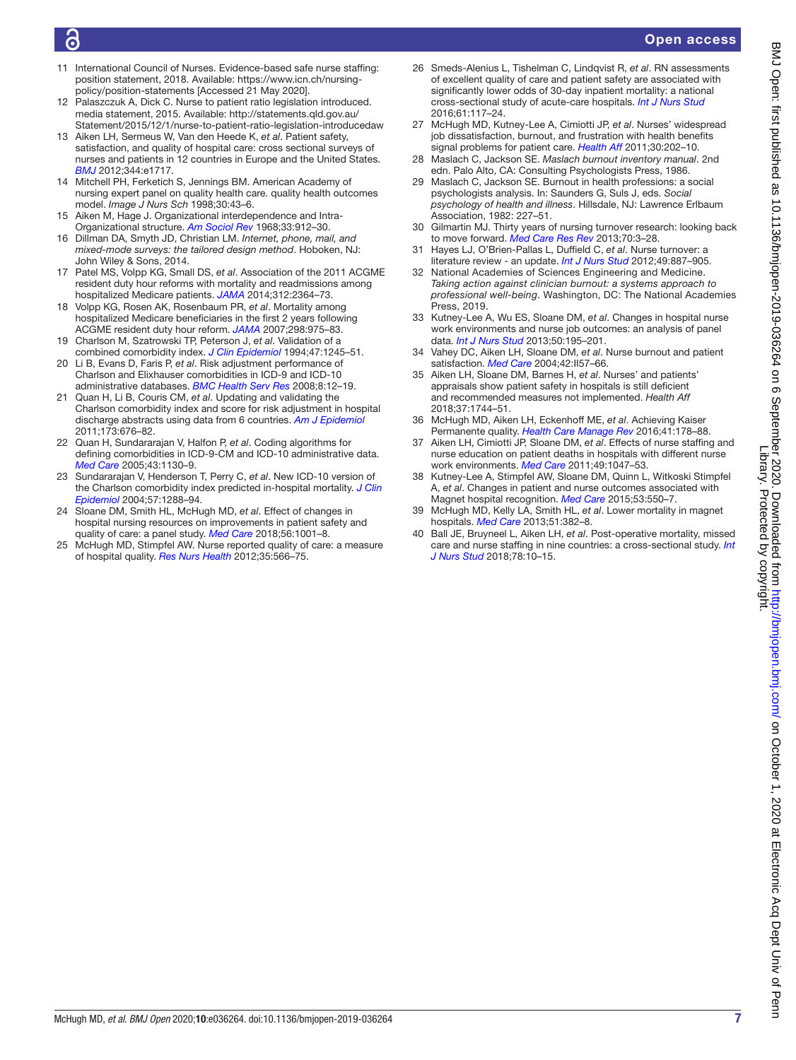11 International Council of Nurses. Evidence-based safe nurse staffing: position statement, 2018. Available: https://www.icn.ch/nursing-policy/position-statements [Accessed 21 May 2020].

12 Palaszczuk A, Dick C. Nurse to patient ratio legislation introduced. media statement, 2015. Available: http://statements.qld.gov.au/Statement/2015/12/1/nurse-to-patient-ratio-legislation-introducedaw

13 Aiken LH, Sermeus W, Van den Heede K, *et al*. Patient safety, satisfaction, and quality of hospital care: cross sectional surveys of nurses and patients in 12 countries in Europe and the United States. *BMJ* 2012;344:e1717.

14 Mitchell PH, Ferketich S, Jennings BM. American Academy of nursing expert panel on quality health care. quality health outcomes model. *Image J Nurs Sch* 1998;30:43–6.

15 Aiken M, Hage J. Organizational interdependence and Intra-Organizational structure. *Am Sociol Rev* 1968;33:912–30.

16 Dillman DA, Smyth JD, Christian LM. *Internet, phone, mail, and mixed-mode surveys: the tailored design method*. Hoboken, NJ: John Wiley & Sons, 2014.

17 Patel MS, Volpp KG, Small DS, *et al*. Association of the 2011 ACGME resident duty hour reforms with mortality and readmissions among hospitalized Medicare patients. *JAMA* 2014;312:2364–73.

18 Volpp KG, Rosen AK, Rosenbaum PR, *et al*. Mortality among hospitalized Medicare beneficiaries in the first 2 years following ACGME resident duty hour reform. *JAMA* 2007;298:975–83.

19 Charlson M, Szatrowski TP, Peterson J, *et al*. Validation of a combined comorbidity index. *J Clin Epidemiol* 1994;47:1245–51.

20 Li B, Evans D, Faris P, *et al*. Risk adjustment performance of Charlson and Elixhauser comorbidities in ICD-9 and ICD-10 administrative databases. *BMC Health Serv Res* 2008;8:12–19.

21 Quan H, Li B, Couris CM, *et al*. Updating and validating the Charlson comorbidity index and score for risk adjustment in hospital discharge abstracts using data from 6 countries. *Am J Epidemiol* 2011;173:676–82.

22 Quan H, Sundararajan V, Halfon P, *et al*. Coding algorithms for defining comorbidities in ICD-9-CM and ICD-10 administrative data. *Med Care* 2005;43:1130–9.

23 Sundararajan V, Henderson T, Perry C, *et al*. New ICD-10 version of the Charlson comorbidity index predicted in-hospital mortality. *J Clin Epidemiol* 2004;57:1288–94.

24 Sloane DM, Smith HL, McHugh MD, *et al*. Effect of changes in hospital nursing resources on improvements in patient safety and quality of care: a panel study. *Med Care* 2018;56:1001–8.

25 McHugh MD, Stimpfel AW. Nurse reported quality of care: a measure of hospital quality. *Res Nurs Health* 2012;35:566–75.

26 Smeds-Alenius L, Tishelman C, Lindqvist R, *et al*. RN assessments of excellent quality of care and patient safety are associated with significantly lower odds of 30-day inpatient mortality: a national cross-sectional study of acute-care hospitals. *Int J Nurs Stud* 2016;61:117–24.

27 McHugh MD, Kutney-Lee A, Cimiotti JP, *et al*. Nurses' widespread job dissatisfaction, burnout, and frustration with health benefits signal problems for patient care. *Health Aff* 2011;30:202–10.

28 Maslach C, Jackson SE. *Maslach burnout inventory manual*. 2nd edn. Palo Alto, CA: Consulting Psychologists Press, 1986.

29 Maslach C, Jackson SE. Burnout in health professions: a social psychologists analysis. In: Saunders G, Suls J, eds. *Social psychology of health and illness*. Hillsdale, NJ: Lawrence Erlbaum Association, 1982: 227–51.

30 Gilmartin MJ. Thirty years of nursing turnover research: looking back to move forward. *Med Care Res Rev* 2013;70:3–28.

31 Hayes LJ, O'Brien-Pallas L, Duffield C, *et al*. Nurse turnover: a literature review - an update. *Int J Nurs Stud* 2012;49:887–905.

32 National Academies of Sciences Engineering and Medicine. *Taking action against clinician burnout: a systems approach to professional well-being*. Washington, DC: The National Academies Press, 2019.

33 Kutney-Lee A, Wu ES, Sloane DM, *et al*. Changes in hospital nurse work environments and nurse job outcomes: an analysis of panel data. *Int J Nurs Stud* 2013;50:195–201.

34 Vahey DC, Aiken LH, Sloane DM, *et al*. Nurse burnout and patient satisfaction. *Med Care* 2004;42:II57–66.

35 Aiken LH, Sloane DM, Barnes H, *et al*. Nurses' and patients' appraisals show patient safety in hospitals is still deficient and recommended measures not implemented. *Health Aff* 2018;37:1744–51.

36 McHugh MD, Aiken LH, Eckenhoff ME, *et al*. Achieving Kaiser Permanente quality. *Health Care Manage Rev* 2016;41:178–88.

37 Aiken LH, Cimiotti JP, Sloane DM, *et al*. Effects of nurse staffing and nurse education on patient deaths in hospitals with different nurse work environments. *Med Care* 2011;49:1047–53.

38 Kutney-Lee A, Stimpfel AW, Sloane DM, Quinn L, Witkoski Stimpfel A, *et al*. Changes in patient and nurse outcomes associated with Magnet hospital recognition. *Med Care* 2015;53:550–7.

39 McHugh MD, Kelly LA, Smith HL, *et al*. Lower mortality in magnet hospitals. *Med Care* 2013;51:382–8.

40 Ball JE, Bruyneel L, Aiken LH, *et al*. Post-operative mortality, missed care and nurse staffing in nine countries: a cross-sectional study. *Int J Nurs Stud* 2018;78:10–15.